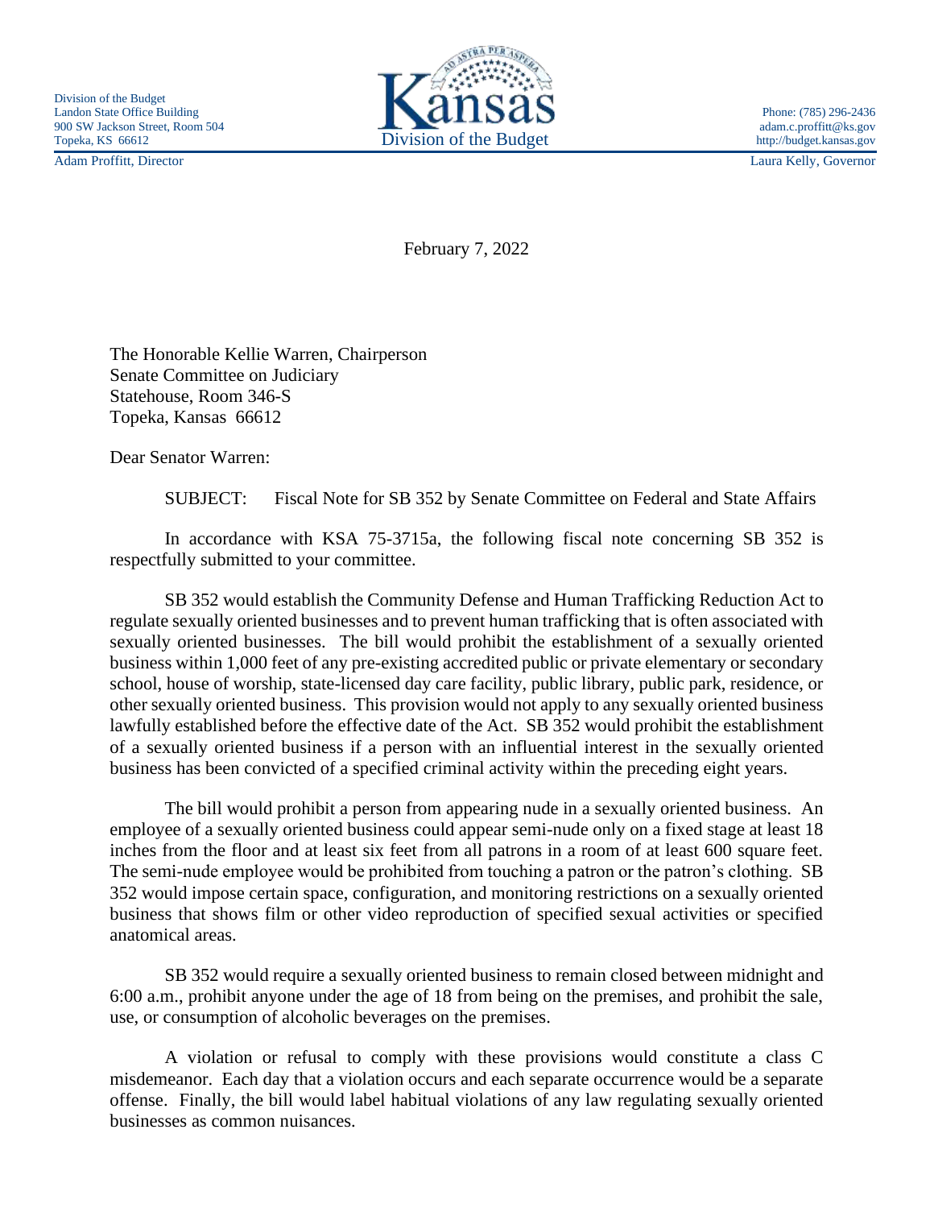Division of the Budget
Landon State Office Building
900 SW Jackson Street, Room 504
Topeka, KS 66612

Adam Proffitt, Director

Kansas
Division of the Budget

Phone: (785) 296-2436
adam.c.proffitt@ks.gov
http://budget.kansas.gov

Laura Kelly, Governor

February 7, 2022

The Honorable Kellie Warren, Chairperson
Senate Committee on Judiciary
Statehouse, Room 346-S
Topeka, Kansas 66612

Dear Senator Warren:

SUBJECT: Fiscal Note for SB 352 by Senate Committee on Federal and State Affairs

In accordance with KSA 75-3715a, the following fiscal note concerning SB 352 is respectfully submitted to your committee.

SB 352 would establish the Community Defense and Human Trafficking Reduction Act to regulate sexually oriented businesses and to prevent human trafficking that is often associated with sexually oriented businesses. The bill would prohibit the establishment of a sexually oriented business within 1,000 feet of any pre-existing accredited public or private elementary or secondary school, house of worship, state-licensed day care facility, public library, public park, residence, or other sexually oriented business. This provision would not apply to any sexually oriented business lawfully established before the effective date of the Act. SB 352 would prohibit the establishment of a sexually oriented business if a person with an influential interest in the sexually oriented business has been convicted of a specified criminal activity within the preceding eight years.

The bill would prohibit a person from appearing nude in a sexually oriented business. An employee of a sexually oriented business could appear semi-nude only on a fixed stage at least 18 inches from the floor and at least six feet from all patrons in a room of at least 600 square feet. The semi-nude employee would be prohibited from touching a patron or the patron's clothing. SB 352 would impose certain space, configuration, and monitoring restrictions on a sexually oriented business that shows film or other video reproduction of specified sexual activities or specified anatomical areas.

SB 352 would require a sexually oriented business to remain closed between midnight and 6:00 a.m., prohibit anyone under the age of 18 from being on the premises, and prohibit the sale, use, or consumption of alcoholic beverages on the premises.

A violation or refusal to comply with these provisions would constitute a class C misdemeanor. Each day that a violation occurs and each separate occurrence would be a separate offense. Finally, the bill would label habitual violations of any law regulating sexually oriented businesses as common nuisances.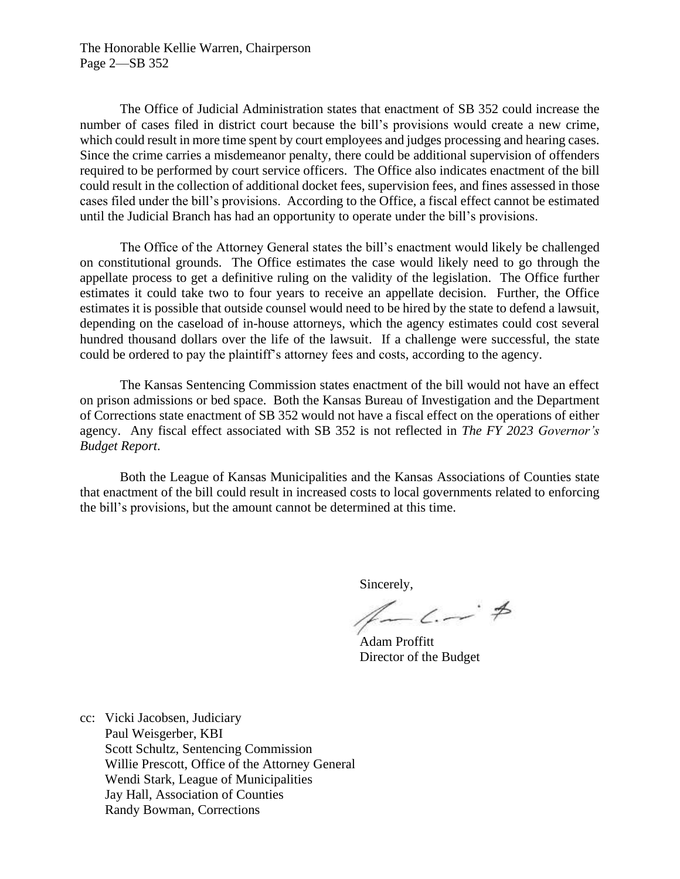The Office of Judicial Administration states that enactment of SB 352 could increase the number of cases filed in district court because the bill's provisions would create a new crime, which could result in more time spent by court employees and judges processing and hearing cases. Since the crime carries a misdemeanor penalty, there could be additional supervision of offenders required to be performed by court service officers. The Office also indicates enactment of the bill could result in the collection of additional docket fees, supervision fees, and fines assessed in those cases filed under the bill's provisions. According to the Office, a fiscal effect cannot be estimated until the Judicial Branch has had an opportunity to operate under the bill's provisions.

The Office of the Attorney General states the bill's enactment would likely be challenged on constitutional grounds. The Office estimates the case would likely need to go through the appellate process to get a definitive ruling on the validity of the legislation. The Office further estimates it could take two to four years to receive an appellate decision. Further, the Office estimates it is possible that outside counsel would need to be hired by the state to defend a lawsuit, depending on the caseload of in-house attorneys, which the agency estimates could cost several hundred thousand dollars over the life of the lawsuit. If a challenge were successful, the state could be ordered to pay the plaintiff's attorney fees and costs, according to the agency.

The Kansas Sentencing Commission states enactment of the bill would not have an effect on prison admissions or bed space. Both the Kansas Bureau of Investigation and the Department of Corrections state enactment of SB 352 would not have a fiscal effect on the operations of either agency. Any fiscal effect associated with SB 352 is not reflected in *The FY 2023 Governor's Budget Report*.

Both the League of Kansas Municipalities and the Kansas Associations of Counties state that enactment of the bill could result in increased costs to local governments related to enforcing the bill's provisions, but the amount cannot be determined at this time.

Sincerely,

Adam Proffitt
Director of the Budget

cc: Vicki Jacobsen, Judiciary
Paul Weisgerber, KBI
Scott Schultz, Sentencing Commission
Willie Prescott, Office of the Attorney General
Wendi Stark, League of Municipalities
Jay Hall, Association of Counties
Randy Bowman, Corrections